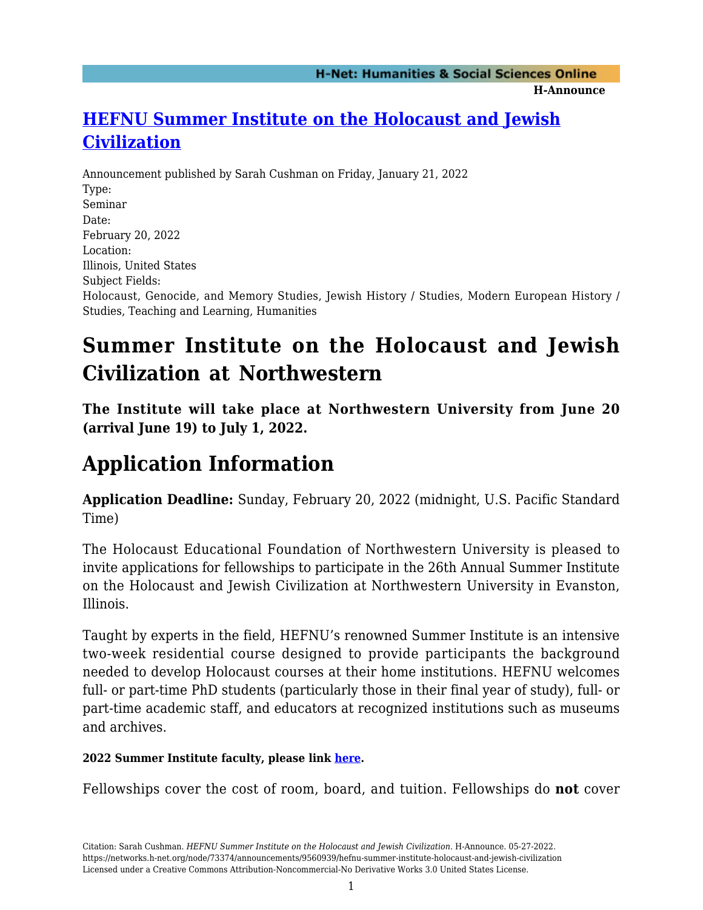# [HEFNU Summer Institute on the Holocaust and Jewish Civilization]()

Announcement published by Sarah Cushman on Friday, January 21, 2022

Type:
Seminar

Date:
February 20, 2022

Location:
Illinois, United States

Subject Fields:
Holocaust, Genocide, and Memory Studies, Jewish History / Studies, Modern European History / Studies, Teaching and Learning, Humanities

# Summer Institute on the Holocaust and Jewish Civilization at Northwestern

### The Institute will take place at Northwestern University from June 20 (arrival June 19) to July 1, 2022.

# Application Information

**Application Deadline:** Sunday, February 20, 2022 (midnight, U.S. Pacific Standard Time)

The Holocaust Educational Foundation of Northwestern University is pleased to invite applications for fellowships to participate in the 26th Annual Summer Institute on the Holocaust and Jewish Civilization at Northwestern University in Evanston, Illinois.

Taught by experts in the field, HEFNU's renowned Summer Institute is an intensive two-week residential course designed to provide participants the background needed to develop Holocaust courses at their home institutions. HEFNU welcomes full- or part-time PhD students (particularly those in their final year of study), full- or part-time academic staff, and educators at recognized institutions such as museums and archives.

**2022 Summer Institute faculty, please link [here]().**

Fellowships cover the cost of room, board, and tuition. Fellowships do **not** cover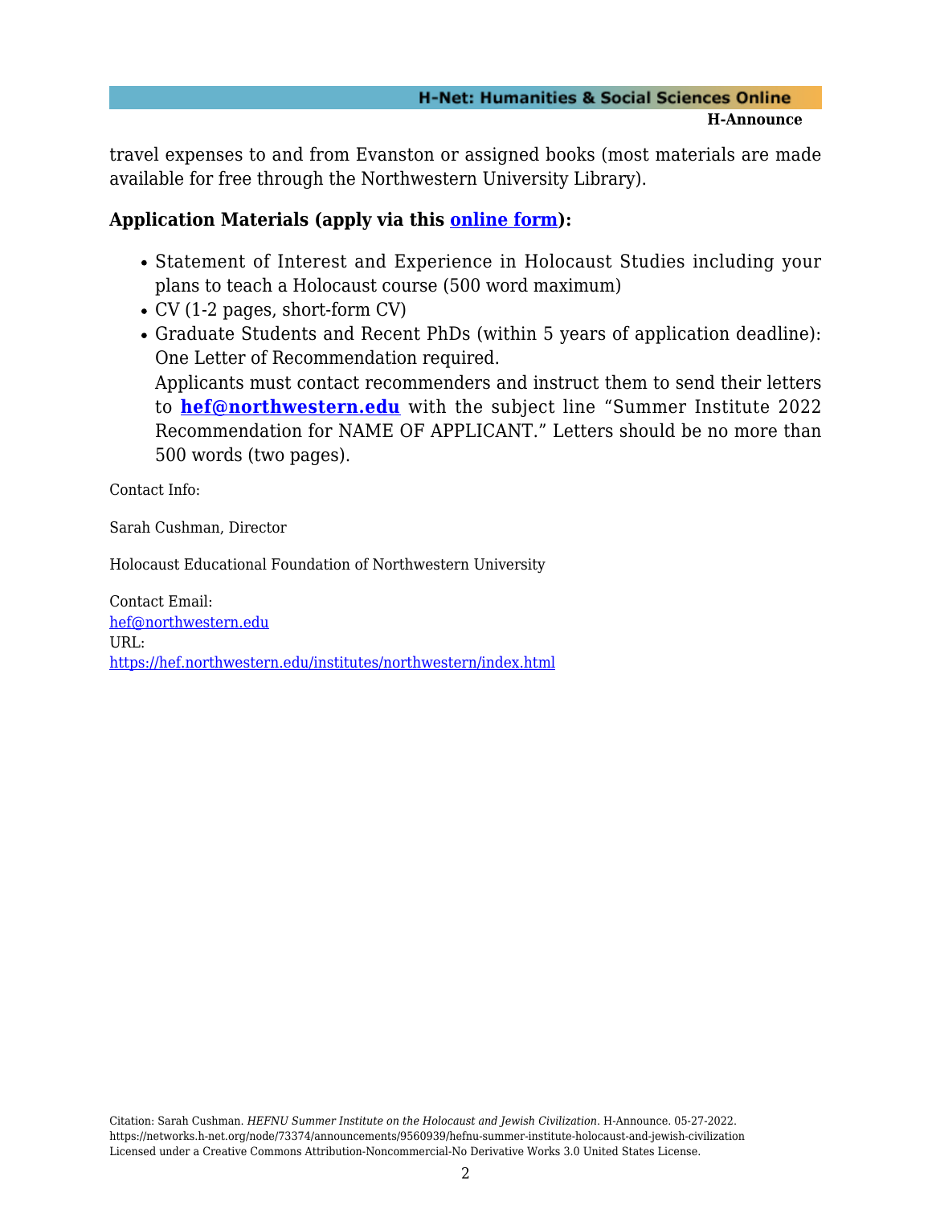travel expenses to and from Evanston or assigned books (most materials are made available for free through the Northwestern University Library).

**Application Materials (apply via this online form):**

- Statement of Interest and Experience in Holocaust Studies including your plans to teach a Holocaust course (500 word maximum)
- CV (1-2 pages, short-form CV)
- Graduate Students and Recent PhDs (within 5 years of application deadline): One Letter of Recommendation required.
  Applicants must contact recommenders and instruct them to send their letters to **hef@northwestern.edu** with the subject line "Summer Institute 2022 Recommendation for NAME OF APPLICANT." Letters should be no more than 500 words (two pages).

Contact Info:

Sarah Cushman, Director

Holocaust Educational Foundation of Northwestern University

Contact Email:
hef@northwestern.edu
URL:
https://hef.northwestern.edu/institutes/northwestern/index.html

Citation: Sarah Cushman. *HEFNU Summer Institute on the Holocaust and Jewish Civilization*. H-Announce. 05-27-2022.
https://networks.h-net.org/node/73374/announcements/9560939/hefnu-summer-institute-holocaust-and-jewish-civilization
Licensed under a Creative Commons Attribution-Noncommercial-No Derivative Works 3.0 United States License.